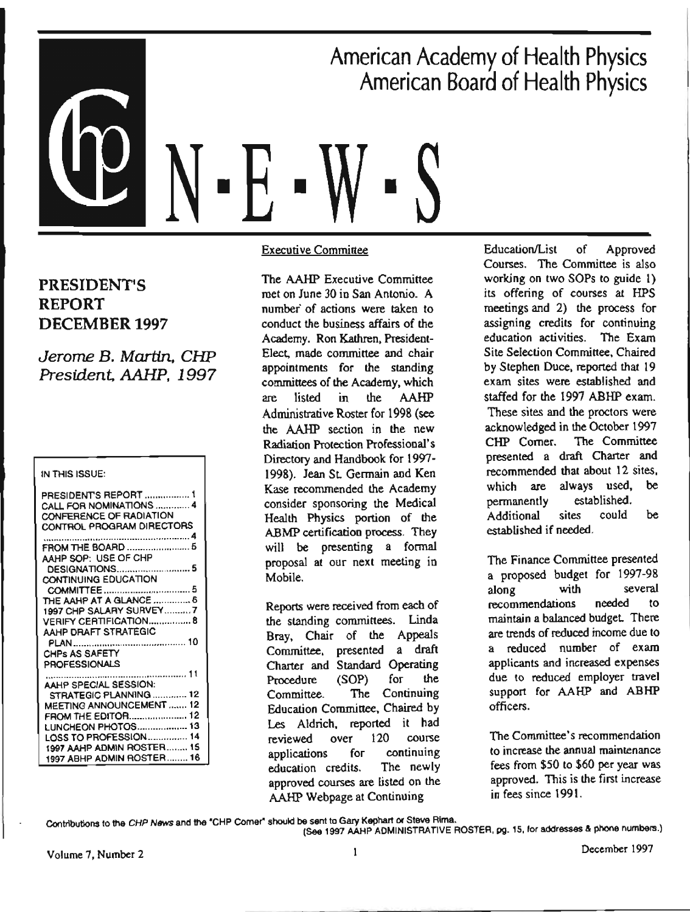# American Academy of Health Physics
# American Board of Health Physics

# CHP N·E·W·S

## PRESIDENT'S REPORT DECEMBER 1997

*Jerome B. Martin, CHP*
*President, AAHP, 1997*

IN THIS ISSUE:

- PRESIDENT'S REPORT ................. 1
- CALL FOR NOMINATIONS ............. 4
- CONFERENCE OF RADIATION CONTROL PROGRAM DIRECTORS ............ 4
- FROM THE BOARD ........................ 5
- AAHP SOP: USE OF CHP DESIGNATIONS ............................ 5
- CONTINUING EDUCATION COMMITTEE ................................ 5
- THE AAHP AT A GLANCE .............. 6
- 1997 CHP SALARY SURVEY ........... 7
- VERIFY CERTIFICATION ................ 8
- AAHP DRAFT STRATEGIC PLAN ........................................ 10
- CHPs AS SAFETY PROFESSIONALS ............................ 11
- AAHP SPECIAL SESSION: STRATEGIC PLANNING ............. 12
- MEETING ANNOUNCEMENT ....... 12
- FROM THE EDITOR ...................... 12
- LUNCHEON PHOTOS ................... 13
- LOSS TO PROFESSION ............... 14
- 1997 AAHP ADMIN ROSTER ........ 15
- 1997 ABHP ADMIN ROSTER ........ 16

### Executive Committee

The AAHP Executive Committee met on June 30 in San Antonio. A number of actions were taken to conduct the business affairs of the Academy. Ron Kathren, President-Elect, made committee and chair appointments for the standing committees of the Academy, which are listed in the AAHP Administrative Roster for 1998 (see the AAHP section in the new Radiation Protection Professional's Directory and Handbook for 1997-1998). Jean St. Germain and Ken Kase recommended the Academy consider sponsoring the Medical Health Physics portion of the ABMP certification process. They will be presenting a formal proposal at our next meeting in Mobile.

Reports were received from each of the standing committees. Linda Bray, Chair of the Appeals Committee, presented a draft Charter and Standard Operating Procedure (SOP) for the Committee. The Continuing Education Committee, Chaired by Les Aldrich, reported it had reviewed over 120 course applications for continuing education credits. The newly approved courses are listed on the AAHP Webpage at Continuing Education/List of Approved Courses. The Committee is also working on two SOPs to guide 1) its offering of courses at HPS meetings and 2) the process for assigning credits for continuing education activities. The Exam Site Selection Committee, Chaired by Stephen Duce, reported that 19 exam sites were established and staffed for the 1997 ABHP exam. These sites and the proctors were acknowledged in the October 1997 CHP Corner. The Committee presented a draft Charter and recommended that about 12 sites, which are always used, be permanently established. Additional sites could be established if needed.

The Finance Committee presented a proposed budget for 1997-98 along with several recommendations needed to maintain a balanced budget. There are trends of reduced income due to a reduced number of exam applicants and increased expenses due to reduced employer travel support for AAHP and ABHP officers.

The Committee's recommendation to increase the annual maintenance fees from $50 to $60 per year was approved. This is the first increase in fees since 1991.

Contributions to the *CHP News* and the "CHP Corner" should be sent to Gary Kephart or Steve Rima.
(See 1997 AAHP ADMINISTRATIVE ROSTER, pg. 15, for addresses & phone numbers.)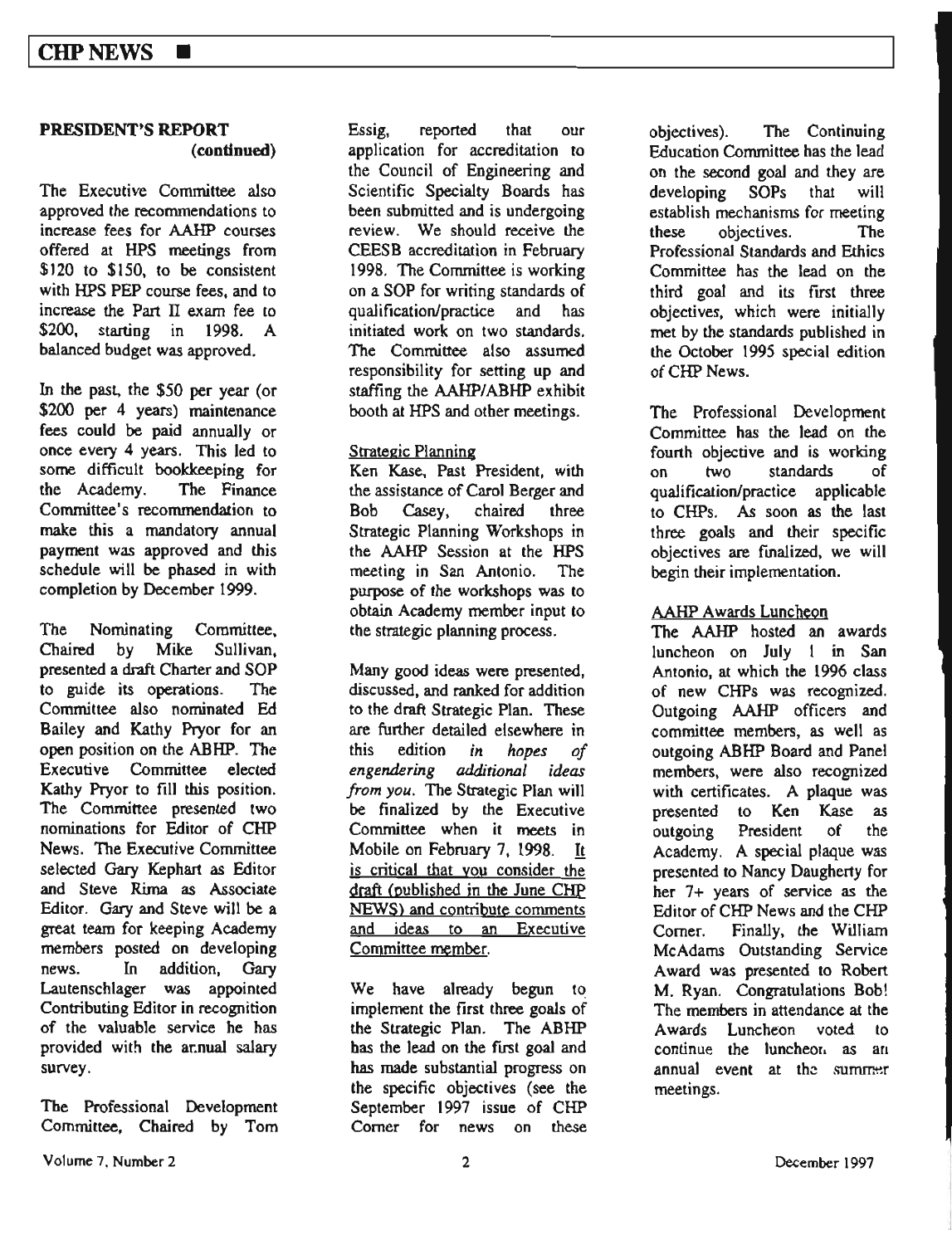## PRESIDENT'S REPORT (continued)

The Executive Committee also approved the recommendations to increase fees for AAHP courses offered at HPS meetings from $120 to $150, to be consistent with HPS PEP course fees, and to increase the Part II exam fee to $200, starting in 1998. A balanced budget was approved.

In the past, the $50 per year (or $200 per 4 years) maintenance fees could be paid annually or once every 4 years. This led to some difficult bookkeeping for the Academy. The Finance Committee's recommendation to make this a mandatory annual payment was approved and this schedule will be phased in with completion by December 1999.

The Nominating Committee, Chaired by Mike Sullivan, presented a draft Charter and SOP to guide its operations. The Committee also nominated Ed Bailey and Kathy Pryor for an open position on the ABHP. The Executive Committee elected Kathy Pryor to fill this position. The Committee presented two nominations for Editor of CHP News. The Executive Committee selected Gary Kephart as Editor and Steve Rima as Associate Editor. Gary and Steve will be a great team for keeping Academy members posted on developing news. In addition, Gary Lautenschlager was appointed Contributing Editor in recognition of the valuable service he has provided with the annual salary survey.

The Professional Development Committee, Chaired by Tom Essig, reported that our application for accreditation to the Council of Engineering and Scientific Specialty Boards has been submitted and is undergoing review. We should receive the CEESB accreditation in February 1998. The Committee is working on a SOP for writing standards of qualification/practice and has initiated work on two standards. The Committee also assumed responsibility for setting up and staffing the AAHP/ABHP exhibit booth at HPS and other meetings.

### Strategic Planning

Ken Kase, Past President, with the assistance of Carol Berger and Bob Casey, chaired three Strategic Planning Workshops in the AAHP Session at the HPS meeting in San Antonio. The purpose of the workshops was to obtain Academy member input to the strategic planning process.

Many good ideas were presented, discussed, and ranked for addition to the draft Strategic Plan. These are further detailed elsewhere in this edition *in hopes of engendering additional ideas from you*. The Strategic Plan will be finalized by the Executive Committee when it meets in Mobile on February 7, 1998. It is critical that you consider the draft (published in the June CHP NEWS) and contribute comments and ideas to an Executive Committee member.

We have already begun to implement the first three goals of the Strategic Plan. The ABHP has the lead on the first goal and has made substantial progress on the specific objectives (see the September 1997 issue of CHP Corner for news on these objectives). The Continuing Education Committee has the lead on the second goal and they are developing SOPs that will establish mechanisms for meeting these objectives. The Professional Standards and Ethics Committee has the lead on the third goal and its first three objectives, which were initially met by the standards published in the October 1995 special edition of CHP News.

The Professional Development Committee has the lead on the fourth objective and is working on two standards of qualification/practice applicable to CHPs. As soon as the last three goals and their specific objectives are finalized, we will begin their implementation.

### AAHP Awards Luncheon

The AAHP hosted an awards luncheon on July 1 in San Antonio, at which the 1996 class of new CHPs was recognized. Outgoing AAHP officers and committee members, as well as outgoing ABHP Board and Panel members, were also recognized with certificates. A plaque was presented to Ken Kase as outgoing President of the Academy. A special plaque was presented to Nancy Daugherty for her 7+ years of service as the Editor of CHP News and the CHP Corner. Finally, the William McAdams Outstanding Service Award was presented to Robert M. Ryan. Congratulations Bob! The members in attendance at the Awards Luncheon voted to continue the luncheon as an annual event at the summer meetings.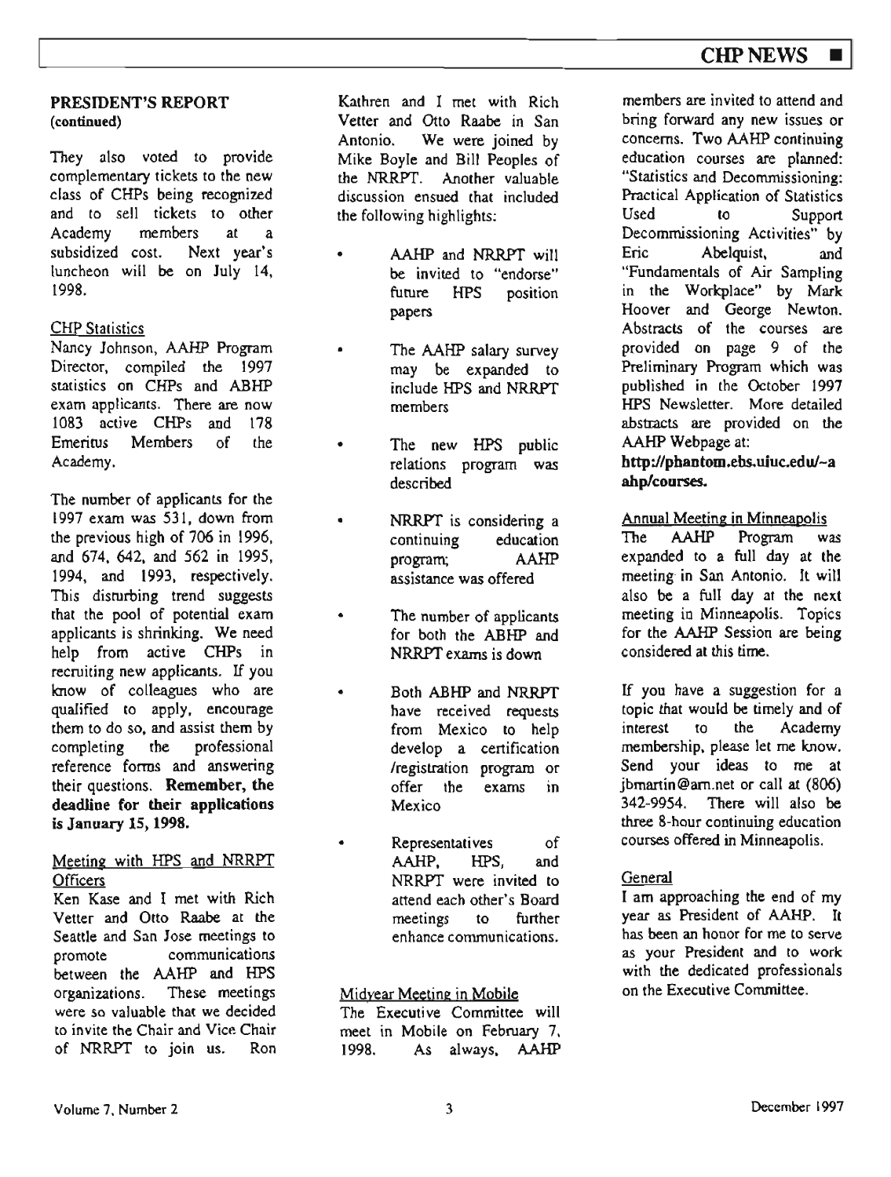## PRESIDENT'S REPORT (continued)

They also voted to provide complementary tickets to the new class of CHPs being recognized and to sell tickets to other Academy members at a subsidized cost. Next year's luncheon will be on July 14, 1998.

### CHP Statistics

Nancy Johnson, AAHP Program Director, compiled the 1997 statistics on CHPs and ABHP exam applicants. There are now 1083 active CHPs and 178 Emeritus Members of the Academy.

The number of applicants for the 1997 exam was 531, down from the previous high of 706 in 1996, and 674, 642, and 562 in 1995, 1994, and 1993, respectively. This disturbing trend suggests that the pool of potential exam applicants is shrinking. We need help from active CHPs in recruiting new applicants. If you know of colleagues who are qualified to apply, encourage them to do so, and assist them by completing the professional reference forms and answering their questions. **Remember, the deadline for their applications is January 15, 1998.**

### Meeting with HPS and NRRPT Officers

Ken Kase and I met with Rich Vetter and Otto Raabe at the Seattle and San Jose meetings to promote communications between the AAHP and HPS organizations. These meetings were so valuable that we decided to invite the Chair and Vice Chair of NRRPT to join us. Ron Kathren and I met with Rich Vetter and Otto Raabe in San Antonio. We were joined by Mike Boyle and Bill Peoples of the NRRPT. Another valuable discussion ensued that included the following highlights:

- AAHP and NRRPT will be invited to "endorse" future HPS position papers
- The AAHP salary survey may be expanded to include HPS and NRRPT members
- The new HPS public relations program was described
- NRRPT is considering a continuing education program; AAHP assistance was offered
- The number of applicants for both the ABHP and NRRPT exams is down
- Both ABHP and NRRPT have received requests from Mexico to help develop a certification /registration program or offer the exams in Mexico
- Representatives of AAHP, HPS, and NRRPT were invited to attend each other's Board meetings to further enhance communications.

### Midyear Meeting in Mobile

The Executive Committee will meet in Mobile on February 7, 1998. As always, AAHP members are invited to attend and bring forward any new issues or concerns. Two AAHP continuing education courses are planned: "Statistics and Decommissioning: Practical Application of Statistics Used to Support Decommissioning Activities" by Eric Abelquist, and "Fundamentals of Air Sampling in the Workplace" by Mark Hoover and George Newton. Abstracts of the courses are provided on page 9 of the Preliminary Program which was published in the October 1997 HPS Newsletter. More detailed abstracts are provided on the AAHP Webpage at: **http://phantom.ehs.uiuc.edu/~aahp/courses.**

### Annual Meeting in Minneapolis

The AAHP Program was expanded to a full day at the meeting in San Antonio. It will also be a full day at the next meeting in Minneapolis. Topics for the AAHP Session are being considered at this time.

If you have a suggestion for a topic that would be timely and of interest to the Academy membership, please let me know. Send your ideas to me at jbmartin@arn.net or call at (806) 342-9954. There will also be three 8-hour continuing education courses offered in Minneapolis.

### General

I am approaching the end of my year as President of AAHP. It has been an honor for me to serve as your President and to work with the dedicated professionals on the Executive Committee.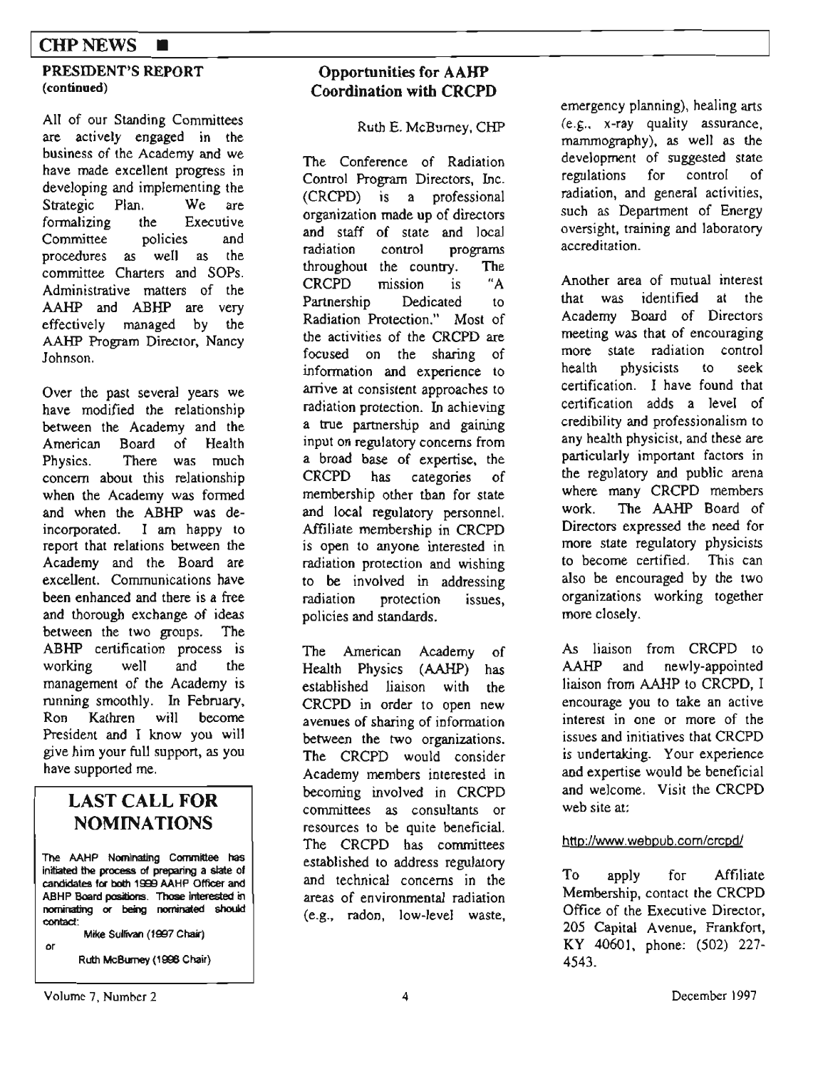## PRESIDENT'S REPORT (continued)

All of our Standing Committees are actively engaged in the business of the Academy and we have made excellent progress in developing and implementing the Strategic Plan. We are formalizing the Executive Committee policies and procedures as well as the committee Charters and SOPs. Administrative matters of the AAHP and ABHP are very effectively managed by the AAHP Program Director, Nancy Johnson.

Over the past several years we have modified the relationship between the Academy and the American Board of Health Physics. There was much concern about this relationship when the Academy was formed and when the ABHP was de-incorporated. I am happy to report that relations between the Academy and the Board are excellent. Communications have been enhanced and there is a free and thorough exchange of ideas between the two groups. The ABHP certification process is working well and the management of the Academy is running smoothly. In February, Ron Kathren will become President and I know you will give him your full support, as you have supported me.

## LAST CALL FOR NOMINATIONS

The AAHP Nominating Committee has initiated the process of preparing a slate of candidates for both 1999 AAHP Officer and ABHP Board positions. Those interested in nominating or being nominated should contact:

Mike Sullivan (1997 Chair)

or

Ruth McBurney (1998 Chair)

## Opportunities for AAHP Coordination with CRCPD

Ruth E. McBurney, CHP

The Conference of Radiation Control Program Directors, Inc. (CRCPD) is a professional organization made up of directors and staff of state and local radiation control programs throughout the country. The CRCPD mission is "A Partnership Dedicated to Radiation Protection." Most of the activities of the CRCPD are focused on the sharing of information and experience to arrive at consistent approaches to radiation protection. In achieving a true partnership and gaining input on regulatory concerns from a broad base of expertise, the CRCPD has categories of membership other than for state and local regulatory personnel. Affiliate membership in CRCPD is open to anyone interested in radiation protection and wishing to be involved in addressing radiation protection issues, policies and standards.

The American Academy of Health Physics (AAHP) has established liaison with the CRCPD in order to open new avenues of sharing of information between the two organizations. The CRCPD would consider Academy members interested in becoming involved in CRCPD committees as consultants or resources to be quite beneficial. The CRCPD has committees established to address regulatory and technical concerns in the areas of environmental radiation (e.g., radon, low-level waste, emergency planning), healing arts (e.g., x-ray quality assurance, mammography), as well as the development of suggested state regulations for control of radiation, and general activities, such as Department of Energy oversight, training and laboratory accreditation.

Another area of mutual interest that was identified at the Academy Board of Directors meeting was that of encouraging more state radiation control health physicists to seek certification. I have found that certification adds a level of credibility and professionalism to any health physicist, and these are particularly important factors in the regulatory and public arena where many CRCPD members work. The AAHP Board of Directors expressed the need for more state regulatory physicists to become certified. This can also be encouraged by the two organizations working together more closely.

As liaison from CRCPD to AAHP and newly-appointed liaison from AAHP to CRCPD, I encourage you to take an active interest in one or more of the issues and initiatives that CRCPD is undertaking. Your experience and expertise would be beneficial and welcome. Visit the CRCPD web site at:

http://www.webpub.com/crcpd/

To apply for Affiliate Membership, contact the CRCPD Office of the Executive Director, 205 Capital Avenue, Frankfort, KY 40601, phone: (502) 227-4543.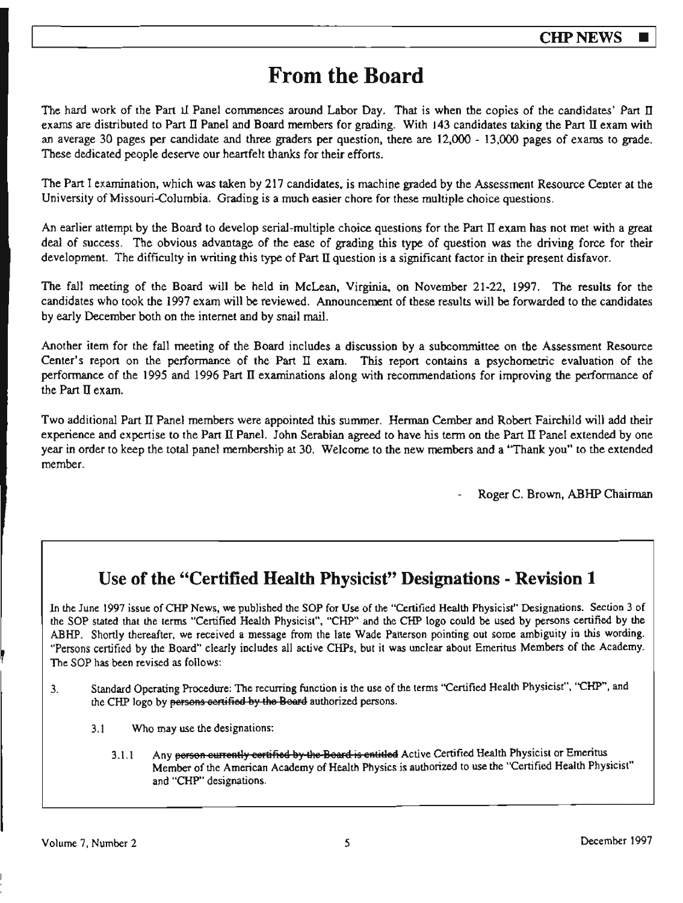# From the Board

The hard work of the Part II Panel commences around Labor Day. That is when the copies of the candidates' Part II exams are distributed to Part II Panel and Board members for grading. With 143 candidates taking the Part II exam with an average 30 pages per candidate and three graders per question, there are 12,000 - 13,000 pages of exams to grade. These dedicated people deserve our heartfelt thanks for their efforts.

The Part I examination, which was taken by 217 candidates, is machine graded by the Assessment Resource Center at the University of Missouri-Columbia. Grading is a much easier chore for these multiple choice questions.

An earlier attempt by the Board to develop serial-multiple choice questions for the Part II exam has not met with a great deal of success. The obvious advantage of the ease of grading this type of question was the driving force for their development. The difficulty in writing this type of Part II question is a significant factor in their present disfavor.

The fall meeting of the Board will be held in McLean, Virginia, on November 21-22, 1997. The results for the candidates who took the 1997 exam will be reviewed. Announcement of these results will be forwarded to the candidates by early December both on the internet and by snail mail.

Another item for the fall meeting of the Board includes a discussion by a subcommittee on the Assessment Resource Center's report on the performance of the Part II exam. This report contains a psychometric evaluation of the performance of the 1995 and 1996 Part II examinations along with recommendations for improving the performance of the Part II exam.

Two additional Part II Panel members were appointed this summer. Herman Cember and Robert Fairchild will add their experience and expertise to the Part II Panel. John Serabian agreed to have his term on the Part II Panel extended by one year in order to keep the total panel membership at 30. Welcome to the new members and a "Thank you" to the extended member.

\- Roger C. Brown, ABHP Chairman

## Use of the "Certified Health Physicist" Designations - Revision 1

In the June 1997 issue of CHP News, we published the SOP for Use of the "Certified Health Physicist" Designations. Section 3 of the SOP stated that the terms "Certified Health Physicist", "CHP" and the CHP logo could be used by persons certified by the ABHP. Shortly thereafter, we received a message from the late Wade Patterson pointing out some ambiguity in this wording. "Persons certified by the Board" clearly includes all active CHPs, but it was unclear about Emeritus Members of the Academy. The SOP has been revised as follows:

3. Standard Operating Procedure: The recurring function is the use of the terms "Certified Health Physicist", "CHP", and the CHP logo by ~~persons certified by the Board~~ authorized persons.

   3.1 Who may use the designations:

   3.1.1 Any ~~person currently certified by the Board is entitled~~ Active Certified Health Physicist or Emeritus Member of the American Academy of Health Physics is authorized to use the "Certified Health Physicist" and "CHP" designations.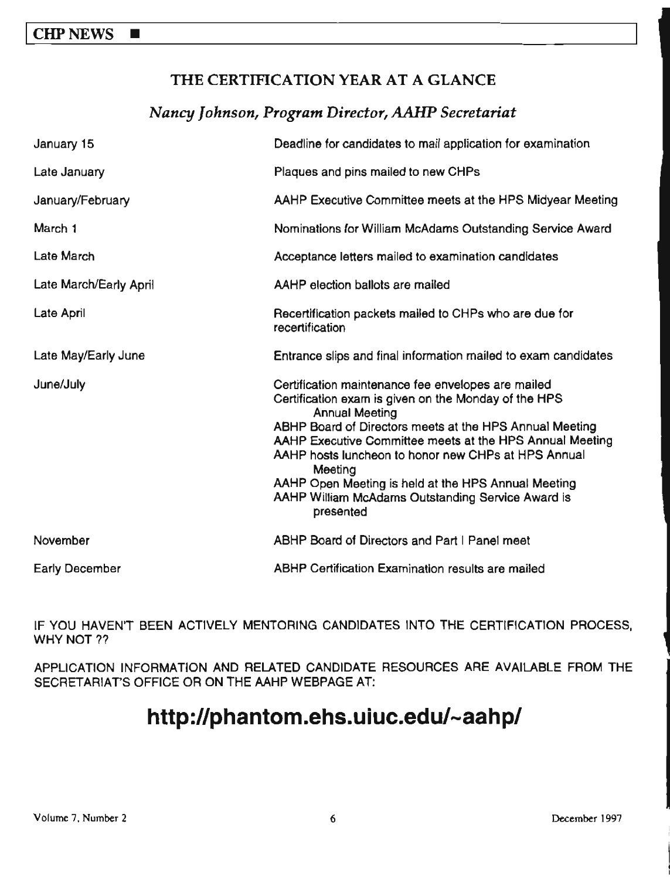## THE CERTIFICATION YEAR AT A GLANCE

*Nancy Johnson, Program Director, AAHP Secretariat*

| | |
|---|---|
| January 15 | Deadline for candidates to mail application for examination |
| Late January | Plaques and pins mailed to new CHPs |
| January/February | AAHP Executive Committee meets at the HPS Midyear Meeting |
| March 1 | Nominations for William McAdams Outstanding Service Award |
| Late March | Acceptance letters mailed to examination candidates |
| Late March/Early April | AAHP election ballots are mailed |
| Late April | Recertification packets mailed to CHPs who are due for recertification |
| Late May/Early June | Entrance slips and final information mailed to exam candidates |
| June/July | Certification maintenance fee envelopes are mailed<br>Certification exam is given on the Monday of the HPS Annual Meeting<br>ABHP Board of Directors meets at the HPS Annual Meeting<br>AAHP Executive Committee meets at the HPS Annual Meeting<br>AAHP hosts luncheon to honor new CHPs at HPS Annual Meeting<br>AAHP Open Meeting is held at the HPS Annual Meeting<br>AAHP William McAdams Outstanding Service Award is presented |
| November | ABHP Board of Directors and Part I Panel meet |
| Early December | ABHP Certification Examination results are mailed |

IF YOU HAVEN'T BEEN ACTIVELY MENTORING CANDIDATES INTO THE CERTIFICATION PROCESS, WHY NOT ??

APPLICATION INFORMATION AND RELATED CANDIDATE RESOURCES ARE AVAILABLE FROM THE SECRETARIAT'S OFFICE OR ON THE AAHP WEBPAGE AT:

# http://phantom.ehs.uiuc.edu/~aahp/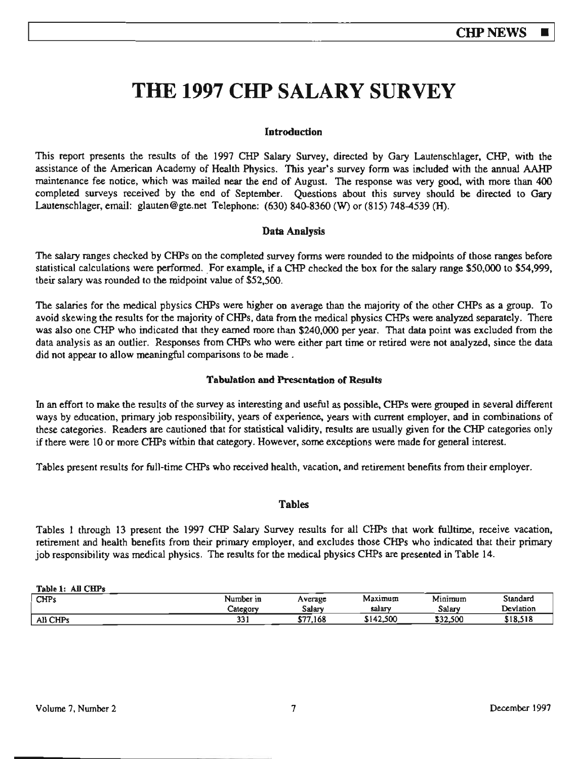# THE 1997 CHP SALARY SURVEY

### Introduction

This report presents the results of the 1997 CHP Salary Survey, directed by Gary Lautenschlager, CHP, with the assistance of the American Academy of Health Physics. This year's survey form was included with the annual AAHP maintenance fee notice, which was mailed near the end of August. The response was very good, with more than 400 completed surveys received by the end of September. Questions about this survey should be directed to Gary Lautenschlager, email: glauten@gte.net Telephone: (630) 840-8360 (W) or (815) 748-4539 (H).

### Data Analysis

The salary ranges checked by CHPs on the completed survey forms were rounded to the midpoints of those ranges before statistical calculations were performed. For example, if a CHP checked the box for the salary range $50,000 to $54,999, their salary was rounded to the midpoint value of $52,500.

The salaries for the medical physics CHPs were higher on average than the majority of the other CHPs as a group. To avoid skewing the results for the majority of CHPs, data from the medical physics CHPs were analyzed separately. There was also one CHP who indicated that they earned more than $240,000 per year. That data point was excluded from the data analysis as an outlier. Responses from CHPs who were either part time or retired were not analyzed, since the data did not appear to allow meaningful comparisons to be made .

### Tabulation and Presentation of Results

In an effort to make the results of the survey as interesting and useful as possible, CHPs were grouped in several different ways by education, primary job responsibility, years of experience, years with current employer, and in combinations of these categories. Readers are cautioned that for statistical validity, results are usually given for the CHP categories only if there were 10 or more CHPs within that category. However, some exceptions were made for general interest.

Tables present results for full-time CHPs who received health, vacation, and retirement benefits from their employer.

### Tables

Tables 1 through 13 present the 1997 CHP Salary Survey results for all CHPs that work fulltime, receive vacation, retirement and health benefits from their primary employer, and excludes those CHPs who indicated that their primary job responsibility was medical physics. The results for the medical physics CHPs are presented in Table 14.

**Table 1: All CHPs**

| CHPs | Number in Category | Average Salary | Maximum salary | Minimum Salary | Standard Deviation |
|---|---|---|---|---|---|
| All CHPs | 331 | $77,168 | $142,500 | $32,500 | $18,518 |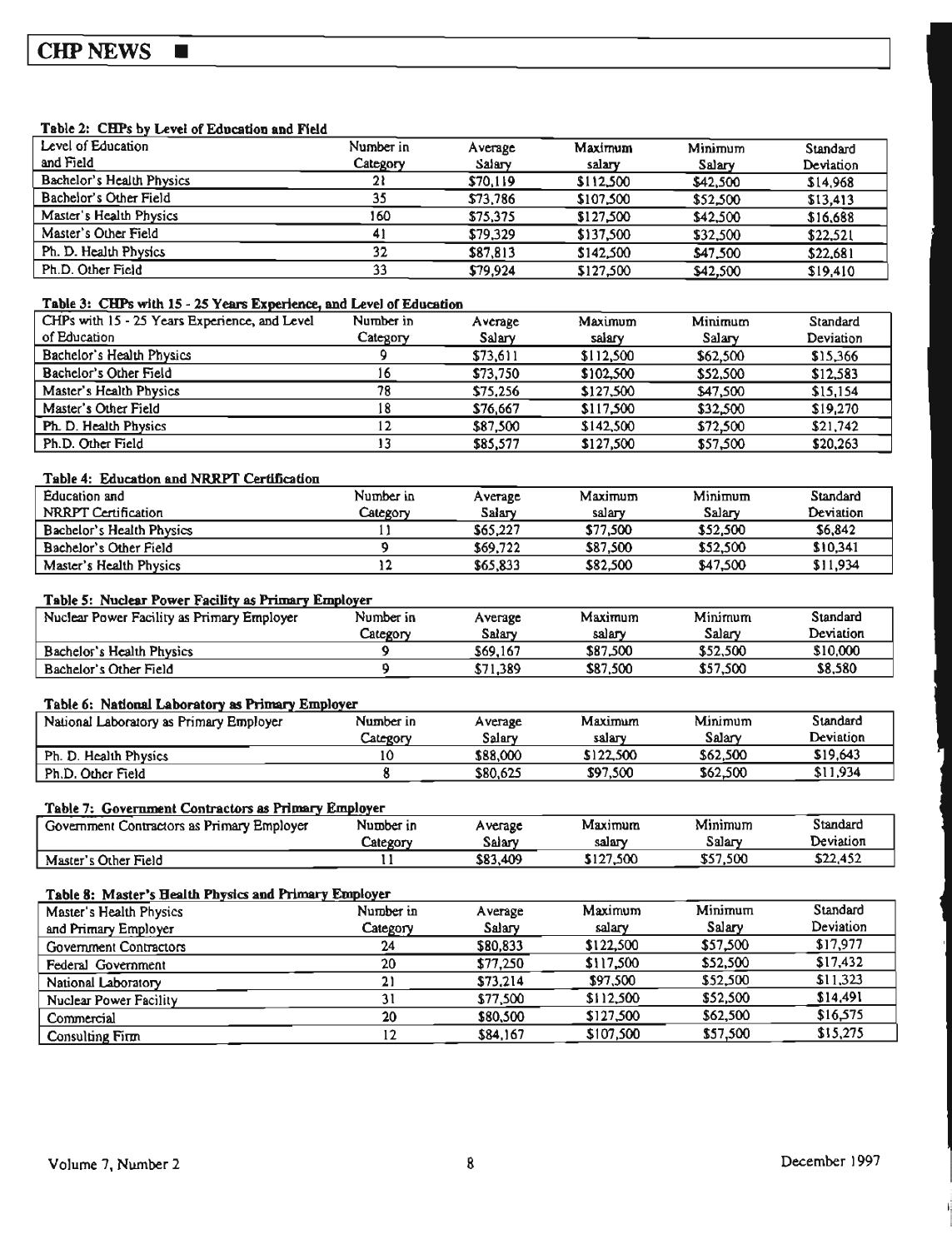**Table 2: CHPs by Level of Education and Field**

| Level of Education and Field | Number in Category | Average Salary | Maximum salary | Minimum Salary | Standard Deviation |
|---|---|---|---|---|---|
| Bachelor's Health Physics | 21 | $70,119 | $112,500 | $42,500 | $14,968 |
| Bachelor's Other Field | 35 | $73,786 | $107,500 | $52,500 | $13,413 |
| Master's Health Physics | 160 | $75,375 | $127,500 | $42,500 | $16,688 |
| Master's Other Field | 41 | $79,329 | $137,500 | $32,500 | $22,521 |
| Ph. D. Health Physics | 32 | $87,813 | $142,500 | $47,500 | $22,681 |
| Ph.D. Other Field | 33 | $79,924 | $127,500 | $42,500 | $19,410 |

**Table 3: CHPs with 15 - 25 Years Experience, and Level of Education**

| CHPs with 15 - 25 Years Experience, and Level of Education | Number in Category | Average Salary | Maximum salary | Minimum Salary | Standard Deviation |
|---|---|---|---|---|---|
| Bachelor's Health Physics | 9 | $73,611 | $112,500 | $62,500 | $15,366 |
| Bachelor's Other Field | 16 | $73,750 | $102,500 | $52,500 | $12,583 |
| Master's Health Physics | 78 | $75,256 | $127,500 | $47,500 | $15,154 |
| Master's Other Field | 18 | $76,667 | $117,500 | $32,500 | $19,270 |
| Ph. D. Health Physics | 12 | $87,500 | $142,500 | $72,500 | $21,742 |
| Ph.D. Other Field | 13 | $85,577 | $127,500 | $57,500 | $20,263 |

**Table 4: Education and NRRPT Certification**

| Education and NRRPT Certification | Number in Category | Average Salary | Maximum salary | Minimum Salary | Standard Deviation |
|---|---|---|---|---|---|
| Bachelor's Health Physics | 11 | $65,227 | $77,500 | $52,500 | $6,842 |
| Bachelor's Other Field | 9 | $69,722 | $87,500 | $52,500 | $10,341 |
| Master's Health Physics | 12 | $65,833 | $82,500 | $47,500 | $11,934 |

**Table 5: Nuclear Power Facility as Primary Employer**

| Nuclear Power Facility as Primary Employer | Number in Category | Average Salary | Maximum salary | Minimum Salary | Standard Deviation |
|---|---|---|---|---|---|
| Bachelor's Health Physics | 9 | $69,167 | $87,500 | $52,500 | $10,000 |
| Bachelor's Other Field | 9 | $71,389 | $87,500 | $57,500 | $8,580 |

**Table 6: National Laboratory as Primary Employer**

| National Laboratory as Primary Employer | Number in Category | Average Salary | Maximum salary | Minimum Salary | Standard Deviation |
|---|---|---|---|---|---|
| Ph. D. Health Physics | 10 | $88,000 | $122,500 | $62,500 | $19,643 |
| Ph.D. Other Field | 8 | $80,625 | $97,500 | $62,500 | $11,934 |

**Table 7: Government Contractors as Primary Employer**

| Government Contractors as Primary Employer | Number in Category | Average Salary | Maximum salary | Minimum Salary | Standard Deviation |
|---|---|---|---|---|---|
| Master's Other Field | 11 | $83,409 | $127,500 | $57,500 | $22,452 |

**Table 8: Master's Health Physics and Primary Employer**

| Master's Health Physics and Primary Employer | Number in Category | Average Salary | Maximum salary | Minimum Salary | Standard Deviation |
|---|---|---|---|---|---|
| Government Contractors | 24 | $80,833 | $122,500 | $57,500 | $17,977 |
| Federal Government | 20 | $77,250 | $117,500 | $52,500 | $17,432 |
| National Laboratory | 21 | $73,214 | $97,500 | $52,500 | $11,323 |
| Nuclear Power Facility | 31 | $77,500 | $112,500 | $52,500 | $14,491 |
| Commercial | 20 | $80,500 | $127,500 | $62,500 | $16,575 |
| Consulting Firm | 12 | $84,167 | $107,500 | $57,500 | $15,275 |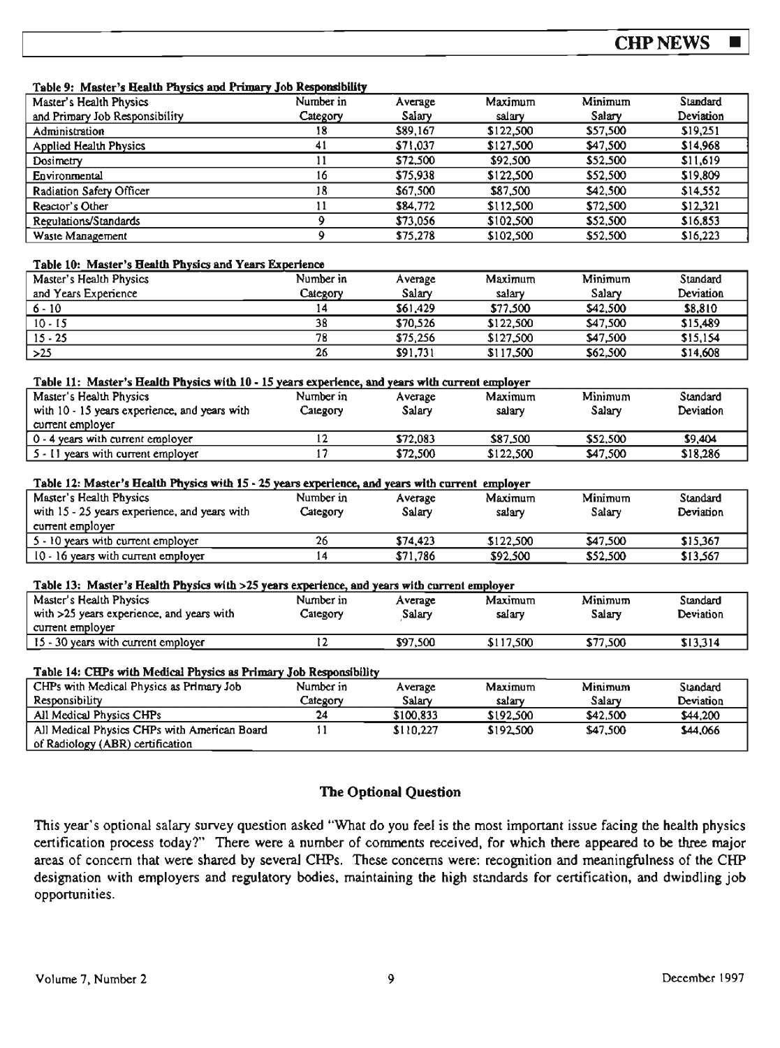**Table 9: Master's Health Physics and Primary Job Responsibility**

| Master's Health Physics and Primary Job Responsibility | Number in Category | Average Salary | Maximum salary | Minimum Salary | Standard Deviation |
|---|---|---|---|---|---|
| Administration | 18 | $89,167 | $122,500 | $57,500 | $19,251 |
| Applied Health Physics | 41 | $71,037 | $127,500 | $47,500 | $14,968 |
| Dosimetry | 11 | $72,500 | $92,500 | $52,500 | $11,619 |
| Environmental | 16 | $75,938 | $122,500 | $52,500 | $19,809 |
| Radiation Safety Officer | 18 | $67,500 | $87,500 | $42,500 | $14,552 |
| Reactor's Other | 11 | $84,772 | $112,500 | $72,500 | $12,321 |
| Regulations/Standards | 9 | $73,056 | $102,500 | $52,500 | $16,853 |
| Waste Management | 9 | $75,278 | $102,500 | $52,500 | $16,223 |

**Table 10: Master's Health Physics and Years Experience**

| Master's Health Physics and Years Experience | Number in Category | Average Salary | Maximum salary | Minimum Salary | Standard Deviation |
|---|---|---|---|---|---|
| 6 - 10 | 14 | $61,429 | $77,500 | $42,500 | $8,810 |
| 10 - 15 | 38 | $70,526 | $122,500 | $47,500 | $15,489 |
| 15 - 25 | 78 | $75,256 | $127,500 | $47,500 | $15,154 |
| >25 | 26 | $91,731 | $117,500 | $62,500 | $14,608 |

**Table 11: Master's Health Physics with 10 - 15 years experience, and years with current employer**

| Master's Health Physics with 10 - 15 years experience, and years with current employer | Number in Category | Average Salary | Maximum salary | Minimum Salary | Standard Deviation |
|---|---|---|---|---|---|
| 0 - 4 years with current employer | 12 | $72,083 | $87,500 | $52,500 | $9,404 |
| 5 - 11 years with current employer | 17 | $72,500 | $122,500 | $47,500 | $18,286 |

**Table 12: Master's Health Physics with 15 - 25 years experience, and years with current employer**

| Master's Health Physics with 15 - 25 years experience, and years with current employer | Number in Category | Average Salary | Maximum salary | Minimum Salary | Standard Deviation |
|---|---|---|---|---|---|
| 5 - 10 years with current employer | 26 | $74,423 | $122,500 | $47,500 | $15,367 |
| 10 - 16 years with current employer | 14 | $71,786 | $92,500 | $52,500 | $13,567 |

**Table 13: Master's Health Physics with >25 years experience, and years with current employer**

| Master's Health Physics with >25 years experience, and years with current employer | Number in Category | Average Salary | Maximum salary | Minimum Salary | Standard Deviation |
|---|---|---|---|---|---|
| 15 - 30 years with current employer | 12 | $97,500 | $117,500 | $77,500 | $13,314 |

**Table 14: CHPs with Medical Physics as Primary Job Responsibility**

| CHPs with Medical Physics as Primary Job Responsibility | Number in Category | Average Salary | Maximum salary | Minimum Salary | Standard Deviation |
|---|---|---|---|---|---|
| All Medical Physics CHPs | 24 | $100,833 | $192,500 | $42,500 | $44,200 |
| All Medical Physics CHPs with American Board of Radiology (ABR) certification | 11 | $110,227 | $192,500 | $47,500 | $44,066 |

## The Optional Question

This year's optional salary survey question asked "What do you feel is the most important issue facing the health physics certification process today?" There were a number of comments received, for which there appeared to be three major areas of concern that were shared by several CHPs. These concerns were: recognition and meaningfulness of the CHP designation with employers and regulatory bodies, maintaining the high standards for certification, and dwindling job opportunities.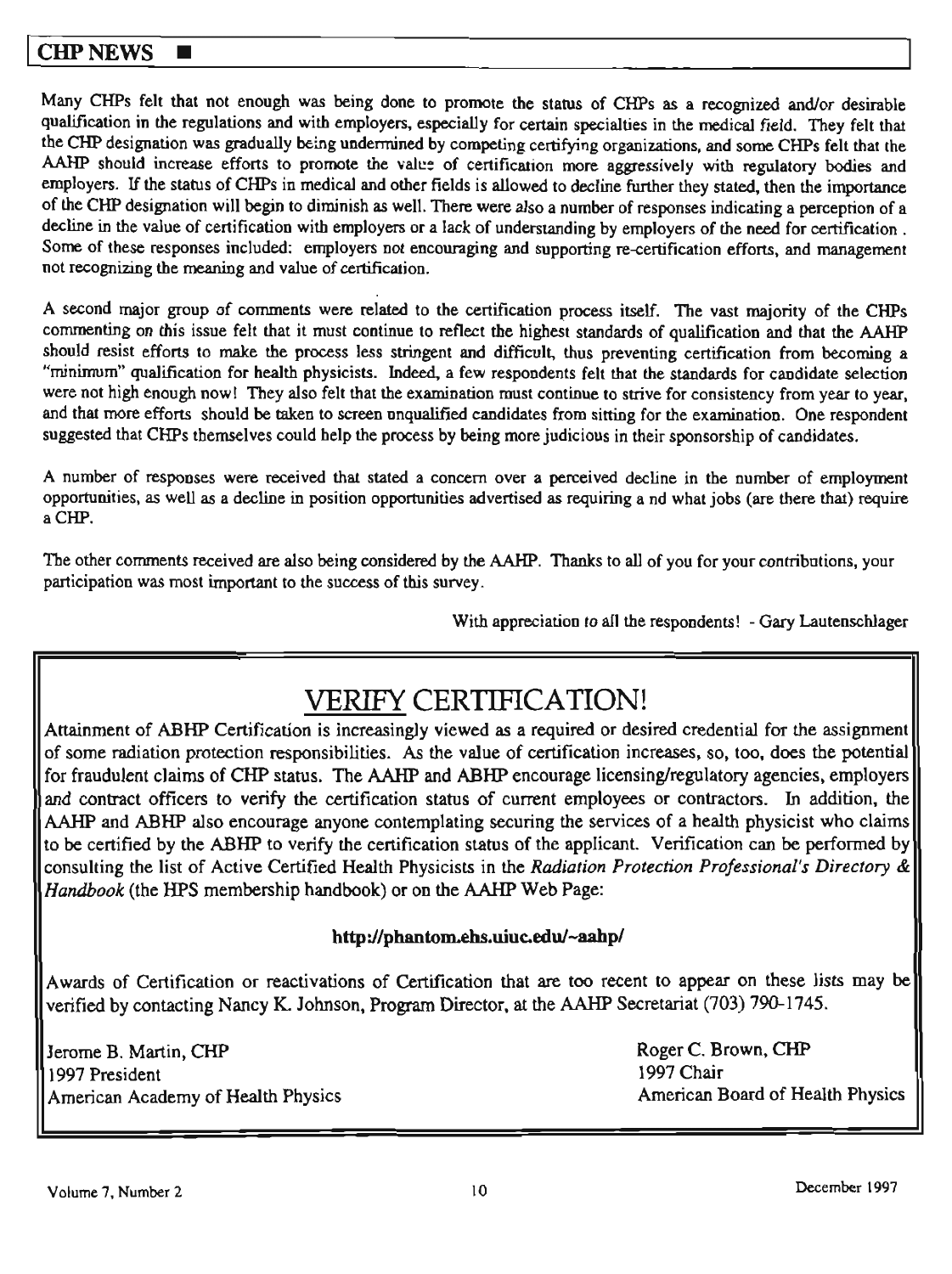Many CHPs felt that not enough was being done to promote the status of CHPs as a recognized and/or desirable qualification in the regulations and with employers, especially for certain specialties in the medical field. They felt that the CHP designation was gradually being undermined by competing certifying organizations, and some CHPs felt that the AAHP should increase efforts to promote the value of certification more aggressively with regulatory bodies and employers. If the status of CHPs in medical and other fields is allowed to decline further they stated, then the importance of the CHP designation will begin to diminish as well. There were also a number of responses indicating a perception of a decline in the value of certification with employers or a lack of understanding by employers of the need for certification . Some of these responses included: employers not encouraging and supporting re-certification efforts, and management not recognizing the meaning and value of certification.

A second major group of comments were related to the certification process itself. The vast majority of the CHPs commenting on this issue felt that it must continue to reflect the highest standards of qualification and that the AAHP should resist efforts to make the process less stringent and difficult, thus preventing certification from becoming a "minimum" qualification for health physicists. Indeed, a few respondents felt that the standards for candidate selection were not high enough now! They also felt that the examination must continue to strive for consistency from year to year, and that more efforts should be taken to screen unqualified candidates from sitting for the examination. One respondent suggested that CHPs themselves could help the process by being more judicious in their sponsorship of candidates.

A number of responses were received that stated a concern over a perceived decline in the number of employment opportunities, as well as a decline in position opportunities advertised as requiring a nd what jobs (are there that) require a CHP.

The other comments received are also being considered by the AAHP. Thanks to all of you for your contributions, your participation was most important to the success of this survey.

With appreciation to all the respondents! - Gary Lautenschlager

# VERIFY CERTIFICATION!

Attainment of ABHP Certification is increasingly viewed as a required or desired credential for the assignment of some radiation protection responsibilities. As the value of certification increases, so, too, does the potential for fraudulent claims of CHP status. The AAHP and ABHP encourage licensing/regulatory agencies, employers and contract officers to verify the certification status of current employees or contractors. In addition, the AAHP and ABHP also encourage anyone contemplating securing the services of a health physicist who claims to be certified by the ABHP to verify the certification status of the applicant. Verification can be performed by consulting the list of Active Certified Health Physicists in the *Radiation Protection Professional's Directory & Handbook* (the HPS membership handbook) or on the AAHP Web Page:

**http://phantom.ehs.uiuc.edu/~aahp/**

Awards of Certification or reactivations of Certification that are too recent to appear on these lists may be verified by contacting Nancy K. Johnson, Program Director, at the AAHP Secretariat (703) 790-1745.

Jerome B. Martin, CHP
1997 President
American Academy of Health Physics

Roger C. Brown, CHP
1997 Chair
American Board of Health Physics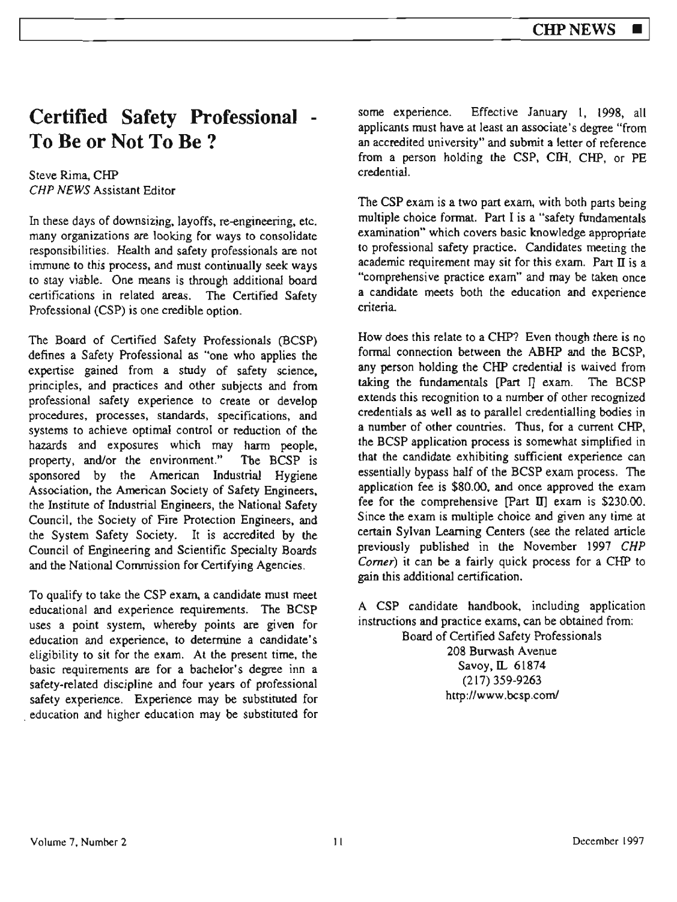# Certified Safety Professional - To Be or Not To Be ?

Steve Rima, CHP
*CHP NEWS* Assistant Editor

In these days of downsizing, layoffs, re-engineering, etc. many organizations are looking for ways to consolidate responsibilities. Health and safety professionals are not immune to this process, and must continually seek ways to stay viable. One means is through additional board certifications in related areas. The Certified Safety Professional (CSP) is one credible option.

The Board of Certified Safety Professionals (BCSP) defines a Safety Professional as "one who applies the expertise gained from a study of safety science, principles, and practices and other subjects and from professional safety experience to create or develop procedures, processes, standards, specifications, and systems to achieve optimal control or reduction of the hazards and exposures which may harm people, property, and/or the environment." The BCSP is sponsored by the American Industrial Hygiene Association, the American Society of Safety Engineers, the Institute of Industrial Engineers, the National Safety Council, the Society of Fire Protection Engineers, and the System Safety Society. It is accredited by the Council of Engineering and Scientific Specialty Boards and the National Commission for Certifying Agencies.

To qualify to take the CSP exam, a candidate must meet educational and experience requirements. The BCSP uses a point system, whereby points are given for education and experience, to determine a candidate's eligibility to sit for the exam. At the present time, the basic requirements are for a bachelor's degree inn a safety-related discipline and four years of professional safety experience. Experience may be substituted for education and higher education may be substituted for some experience. Effective January 1, 1998, all applicants must have at least an associate's degree "from an accredited university" and submit a letter of reference from a person holding the CSP, CIH, CHP, or PE credential.

The CSP exam is a two part exam, with both parts being multiple choice format. Part I is a "safety fundamentals examination" which covers basic knowledge appropriate to professional safety practice. Candidates meeting the academic requirement may sit for this exam. Part II is a "comprehensive practice exam" and may be taken once a candidate meets both the education and experience criteria.

How does this relate to a CHP? Even though there is no formal connection between the ABHP and the BCSP, any person holding the CHP credential is waived from taking the fundamentals [Part I] exam. The BCSP extends this recognition to a number of other recognized credentials as well as to parallel credentialling bodies in a number of other countries. Thus, for a current CHP, the BCSP application process is somewhat simplified in that the candidate exhibiting sufficient experience can essentially bypass half of the BCSP exam process. The application fee is $80.00, and once approved the exam fee for the comprehensive [Part II] exam is $230.00. Since the exam is multiple choice and given any time at certain Sylvan Learning Centers (see the related article previously published in the November 1997 *CHP Corner*) it can be a fairly quick process for a CHP to gain this additional certification.

A CSP candidate handbook, including application instructions and practice exams, can be obtained from:

Board of Certified Safety Professionals
208 Burwash Avenue
Savoy, IL 61874
(217) 359-9263
http://www.bcsp.com/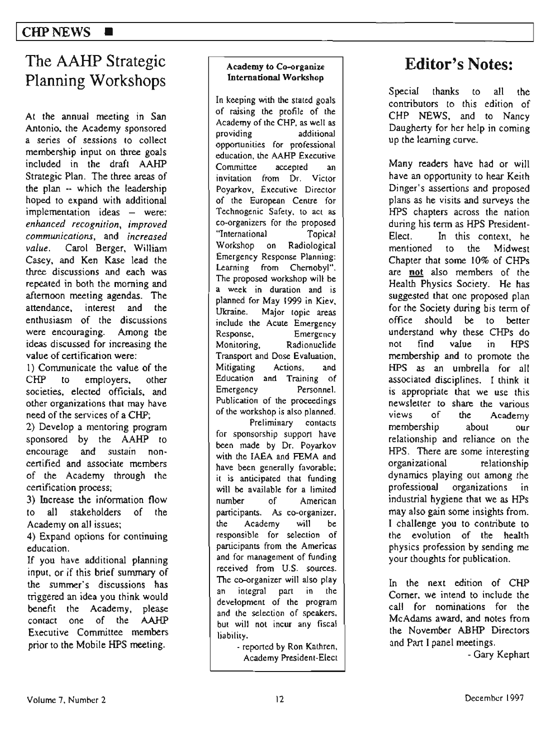# The AAHP Strategic Planning Workshops

At the annual meeting in San Antonio, the Academy sponsored a series of sessions to collect membership input on three goals included in the draft AAHP Strategic Plan. The three areas of the plan -- which the leadership hoped to expand with additional implementation ideas – were: *enhanced recognition*, *improved communications*, and *increased value*. Carol Berger, William Casey, and Ken Kase lead the three discussions and each was repeated in both the morning and afternoon meeting agendas. The attendance, interest and the enthusiasm of the discussions were encouraging. Among the ideas discussed for increasing the value of certification were:

1) Communicate the value of the CHP to employers, other societies, elected officials, and other organizations that may have need of the services of a CHP;

2) Develop a mentoring program sponsored by the AAHP to encourage and sustain non-certified and associate members of the Academy through the certification process;

3) Increase the information flow to all stakeholders of the Academy on all issues;

4) Expand options for continuing education.

If you have additional planning input, or if this brief summary of the summer's discussions has triggered an idea you think would benefit the Academy, please contact one of the AAHP Executive Committee members prior to the Mobile HPS meeting.

### Academy to Co-organize International Workshop

In keeping with the stated goals of raising the profile of the Academy of the CHP, as well as providing additional opportunities for professional education, the AAHP Executive Committee accepted an invitation from Dr. Victor Poyarkov, Executive Director of the European Centre for Technogenic Safety, to act as co-organizers for the proposed "International Topical Workshop on Radiological Emergency Response Planning: Learning from Chernobyl". The proposed workshop will be a week in duration and is planned for May 1999 in Kiev, Ukraine. Major topic areas include the Acute Emergency Response, Emergency Monitoring, Radionuclide Transport and Dose Evaluation, Mitigating Actions, and Education and Training of Emergency Personnel. Publication of the proceedings of the workshop is also planned.

Preliminary contacts for sponsorship support have been made by Dr. Poyarkov with the IAEA and FEMA and have been generally favorable; it is anticipated that funding will be available for a limited number of American participants. As co-organizer, the Academy will be responsible for selection of participants from the Americas and for management of funding received from U.S. sources. The co-organizer will also play an integral part in the development of the program and the selection of speakers, but will not incur any fiscal liability.

- reported by Ron Kathren, Academy President-Elect

# Editor's Notes:

Special thanks to all the contributors to this edition of CHP NEWS, and to Nancy Daugherty for her help in coming up the learning curve.

Many readers have had or will have an opportunity to hear Keith Dinger's assertions and proposed plans as he visits and surveys the HPS chapters across the nation during his term as HPS President-Elect. In this context, he mentioned to the Midwest Chapter that some 10% of CHPs are **not** also members of the Health Physics Society. He has suggested that one proposed plan for the Society during his term of office should be to better understand why these CHPs do not find value in HPS membership and to promote the HPS as an umbrella for all associated disciplines. I think it is appropriate that we use this newsletter to share the various views of the Academy membership about our relationship and reliance on the HPS. There are some interesting organizational relationship dynamics playing out among the professional organizations in industrial hygiene that we as HPs may also gain some insights from. I challenge you to contribute to the evolution of the health physics profession by sending me your thoughts for publication.

In the next edition of CHP Corner, we intend to include the call for nominations for the McAdams award, and notes from the November ABHP Directors and Part I panel meetings.

- Gary Kephart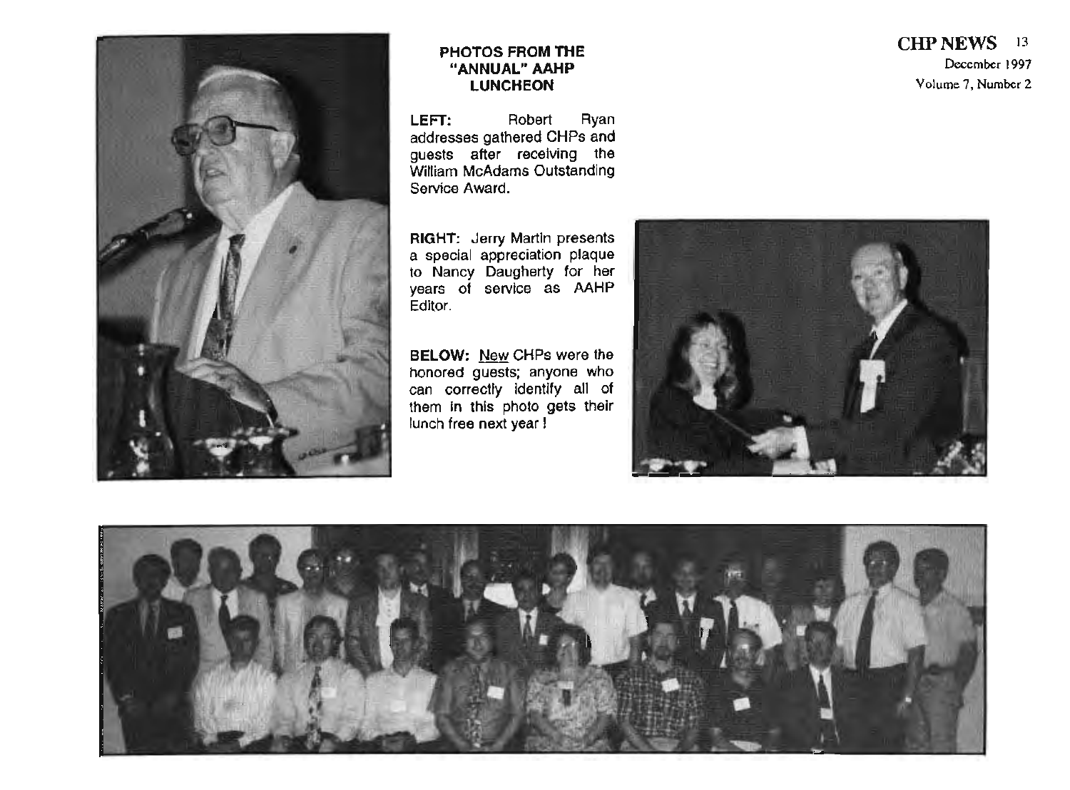## PHOTOS FROM THE "ANNUAL" AAHP LUNCHEON

**LEFT:** Robert Ryan addresses gathered CHPs and guests after receiving the William McAdams Outstanding Service Award.

**RIGHT:** Jerry Martin presents a special appreciation plaque to Nancy Daugherty for her years of service as AAHP Editor.

**BELOW:** New CHPs were the honored guests; anyone who can correctly identify all of them in this photo gets their lunch free next year !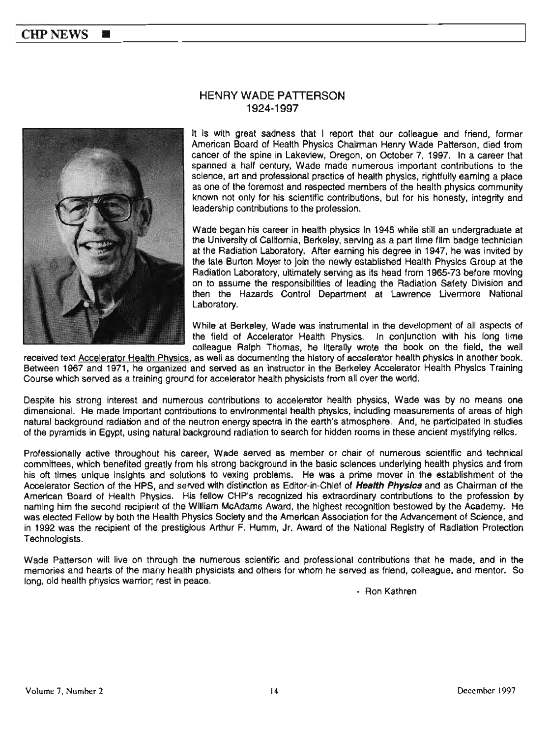## HENRY WADE PATTERSON
## 1924-1997

It is with great sadness that I report that our colleague and friend, former American Board of Health Physics Chairman Henry Wade Patterson, died from cancer of the spine in Lakeview, Oregon, on October 7, 1997. In a career that spanned a half century, Wade made numerous important contributions to the science, art and professional practice of health physics, rightfully earning a place as one of the foremost and respected members of the health physics community known not only for his scientific contributions, but for his honesty, integrity and leadership contributions to the profession.

Wade began his career in health physics in 1945 while still an undergraduate at the University of California, Berkeley, serving as a part time film badge technician at the Radiation Laboratory. After earning his degree in 1947, he was invited by the late Burton Moyer to join the newly established Health Physics Group at the Radiation Laboratory, ultimately serving as its head from 1965-73 before moving on to assume the responsibilities of leading the Radiation Safety Division and then the Hazards Control Department at Lawrence Livermore National Laboratory.

While at Berkeley, Wade was instrumental in the development of all aspects of the field of Accelerator Health Physics. In conjunction with his long time colleague Ralph Thomas, he literally wrote the book on the field, the well received text Accelerator Health Physics, as well as documenting the history of accelerator health physics in another book. Between 1967 and 1971, he organized and served as an instructor in the Berkeley Accelerator Health Physics Training Course which served as a training ground for accelerator health physicists from all over the world.

Despite his strong interest and numerous contributions to accelerator health physics, Wade was by no means one dimensional. He made important contributions to environmental health physics, including measurements of areas of high natural background radiation and of the neutron energy spectra in the earth's atmosphere. And, he participated in studies of the pyramids in Egypt, using natural background radiation to search for hidden rooms in these ancient mystifying relics.

Professionally active throughout his career, Wade served as member or chair of numerous scientific and technical committees, which benefited greatly from his strong background in the basic sciences underlying health physics and from his oft times unique insights and solutions to vexing problems. He was a prime mover in the establishment of the Accelerator Section of the HPS, and served with distinction as Editor-in-Chief of ***Health Physics*** and as Chairman of the American Board of Health Physics. His fellow CHP's recognized his extraordinary contributions to the profession by naming him the second recipient of the William McAdams Award, the highest recognition bestowed by the Academy. He was elected Fellow by both the Health Physics Society and the American Association for the Advancement of Science, and in 1992 was the recipient of the prestigious Arthur F. Humm, Jr. Award of the National Registry of Radiation Protection Technologists.

Wade Patterson will live on through the numerous scientific and professional contributions that he made, and in the memories and hearts of the many health physicists and others for whom he served as friend, colleague, and mentor. So long, old health physics warrior; rest in peace.

- Ron Kathren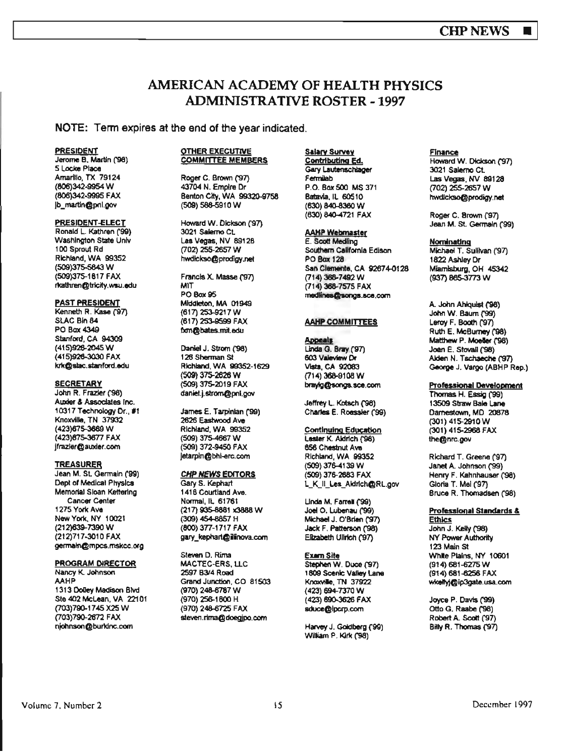# AMERICAN ACADEMY OF HEALTH PHYSICS ADMINISTRATIVE ROSTER - 1997

**NOTE:** Term expires at the end of the year indicated.

**PRESIDENT**
Jerome B. Martin ('98)
5 Locke Place
Amarillo, TX 79124
(806)342-9954 W
(806)342-9995 FAX
jb_martin@pnl.gov

**PRESIDENT-ELECT**
Ronald L. Kathren ('99)
Washington State Univ
100 Sprout Rd
Richland, WA 99352
(509)375-5643 W
(509)375-1817 FAX
rkathren@tricity.wsu.edu

**PAST PRESIDENT**
Kenneth R. Kase ('97)
SLAC Bin 84
PO Box 4349
Stanford, CA 94309
(415)926-2045 W
(415)926-3030 FAX
krk@slac.stanford.edu

**SECRETARY**
John R. Frazier ('98)
Auxier & Associates Inc.
10317 Technology Dr., #1
Knoxville, TN 37932
(423)675-3669 W
(423)675-3677 FAX
jfrazier@auxier.com

**TREASURER**
Jean M. St. Germain ('99)
Dept of Medical Physics
Memorial Sloan Kettering
Cancer Center
1275 York Ave
New York, NY 10021
(212)639-7390 W
(212)717-3010 FAX
germain@mpcs.mskcc.org

**PROGRAM DIRECTOR**
Nancy K. Johnson
AAHP
1313 Dolley Madison Blvd
Ste 402 McLean, VA 22101
(703)790-1745 X25 W
(703)790-2672 FAX
njohnson@burkinc.com

**OTHER EXECUTIVE COMMITTEE MEMBERS**

Roger C. Brown ('97)
43704 N. Empire Dr
Benton City, WA 99320-9758
(509) 588-5910 W

Howard W. Dickson ('97)
3021 Salerno Ct.
Las Vegas, NV 89128
(702) 255-2657 W
hwdickso@prodigy.net

Francis X. Masse ('97)
MIT
PO Box 95
Middleton, MA 01949
(617) 253-9217 W
(617) 253-9599 FAX
fxm@bates.mit.edu

Daniel J. Strom ('98)
128 Sherman St
Richland, WA 99352-1629
(509) 375-2626 W
(509) 375-2019 FAX
daniel.j.strom@pnl.gov

James E. Tarpinian ('99)
2626 Eastwood Ave
Richland, WA 99352
(509) 375-4667 W
(509) 372-9450 FAX
jetarpin@bhi-erc.com

***CHP NEWS* EDITORS**
Gary S. Kephart
1418 Courtland Ave.
Normal, IL 61761
(217) 935-8881 x3888 W
(309) 454-8857 H
(800) 377-1717 FAX
gary_kephart@illinova.com

Steven D. Rima
MACTEC-ERS, LLC
2597 B3/4 Road
Grand Junction, CO 81503
(970) 248-6787 W
(970) 256-1800 H
(970) 248-6725 FAX
steven.rima@doegjpo.com

**Salary Survey Contributing Ed.**
Gary Lautenschlager
Fermilab
P.O. Box 500 MS 371
Batavia, IL 60510
(630) 840-8360 W
(630) 840-4721 FAX

**AAHP Webmaster**
E. Scott Medling
Southern California Edison
PO Box 128
San Clemente, CA 92674-0128
(714) 368-7492 W
(714) 368-7575 FAX
medlines@songs.sce.com

**AAHP COMMITTEES**

**Appeals**
Linda G. Bray ('97)
603 Valeview Dr
Vista, CA 92083
(714) 368-9108 W
braylg@songs.sce.com

Jeffrey L. Kotsch ('98)
Charles E. Roessler ('99)

**Continuing Education**
Lester K. Aldrich ('98)
656 Chestnut Ave
Richland, WA 99352
(509) 376-4139 W
(509) 376-2683 FAX
L_K_II_Les_Aldrich@RL.gov

Linda M. Farrell ('99)
Joel O. Lubenau ('99)
Michael J. O'Brien ('97)
Jack F. Patterson ('98)
Elizabeth Ullrich ('97)

**Exam Site**
Stephen W. Duce ('97)
1809 Scenic Valley Lane
Knoxville, TN 37922
(423) 694-7370 W
(423) 690-3626 FAX
sduce@ipcrp.com

Harvey J. Goldberg ('99)
William P. Kirk ('98)

**Finance**
Howard W. Dickson ('97)
3021 Salerno Ct.
Las Vegas, NV 89128
(702) 255-2657 W
hwdickso@prodigy.net

Roger C. Brown ('97)
Jean M. St. Germain ('99)

**Nominating**
Michael T. Sullivan ('97)
1822 Ashley Dr
Miamisburg, OH 45342
(937) 865-3773 W

A. John Ahlquist ('98)
John W. Baum ('99)
Leroy F. Booth ('97)
Ruth E. McBurney ('98)
Matthew P. Moeller ('98)
Joan E. Stovall ('98)
Alden N. Tschaeche ('97)
George J. Vargo (ABHP Rep.)

**Professional Development**
Thomas H. Essig ('99)
13509 Straw Bale Lane
Darnestown, MD 20878
(301) 415-2910 W
(301) 415-2968 FAX
the@nrc.gov

Richard T. Greene ('97)
Janet A. Johnson ('99)
Henry F. Kahnhauser ('98)
Gloria T. Mei ('97)
Bruce R. Thomadsen ('98)

**Professional Standards & Ethics**
John J. Kelly ('98)
NY Power Authority
123 Main St
White Plains, NY 10601
(914) 681-6275 W
(914) 681-6256 FAX
wkellyj@ip3gate.usa.com

Joyce P. Davis ('99)
Otto G. Raabe ('98)
Robert A. Scott ('97)
Billy R. Thomas ('97)